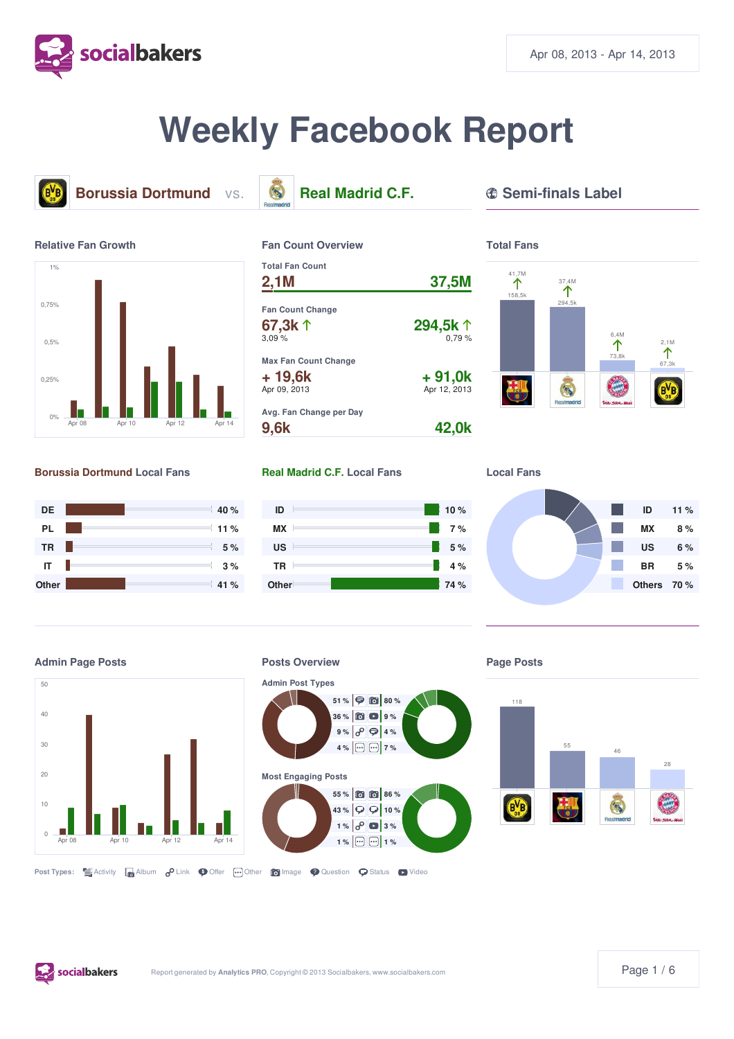Apr 08, 2013 - Apr 14, 2013

# Weekly Facebook Report

## Borussia Dortmund vs. Real Madrid C.F.

### Semi-finals Label

### Relative Fan Growth

### Fan Count Overview

| | Borussia Dortmund | Real Madrid C.F. |
|---|---|---|
| Total Fan Count | 2,1M | 37,5M |
| Fan Count Change | 67,3k ↑ (3,09 %) | 294,5k ↑ (0,79 %) |
| Max Fan Count Change | + 19,6k (Apr 09, 2013) | + 91,0k (Apr 12, 2013) |
| Avg. Fan Change per Day | 9,6k | 42,0k |

### Total Fans

| Page | Total Fans | Change |
|---|---|---|
| FC Barcelona | 41,7M | 158,5k |
| Real Madrid | 37,4M | 294,5k |
| FC Bayern München | 6,4M | 73,8k |
| Borussia Dortmund | 2,1M | 67,3k |

### Borussia Dortmund Local Fans

| Country | Share |
|---|---|
| DE | 40 % |
| PL | 11 % |
| TR | 5 % |
| IT | 3 % |
| Other | 41 % |

### Real Madrid C.F. Local Fans

| Country | Share |
|---|---|
| ID | 10 % |
| MX | 7 % |
| US | 5 % |
| TR | 4 % |
| Other | 74 % |

### Local Fans

| Country | Share |
|---|---|
| ID | 11 % |
| MX | 8 % |
| US | 6 % |
| BR | 5 % |
| Others | 70 % |

### Admin Page Posts

### Posts Overview

**Admin Post Types**

| Borussia Dortmund | Real Madrid C.F. |
|---|---|
| 51 % | 80 % |
| 36 % | 9 % |
| 9 % | 4 % |
| 4 % | 7 % |

**Most Engaging Posts**

| Borussia Dortmund | Real Madrid C.F. |
|---|---|
| 55 % | 86 % |
| 43 % | 10 % |
| 1 % | 3 % |
| 1 % | 1 % |

### Page Posts

| Page | Posts |
|---|---|
| Borussia Dortmund | 118 |
| FC Barcelona | 55 |
| Real Madrid | 46 |
| FC Bayern München | 28 |

Post Types: Activity, Album, Link, Offer, Other, Image, Question, Status, Video

Report generated by **Analytics PRO**, Copyright © 2013 Socialbakers, www.socialbakers.com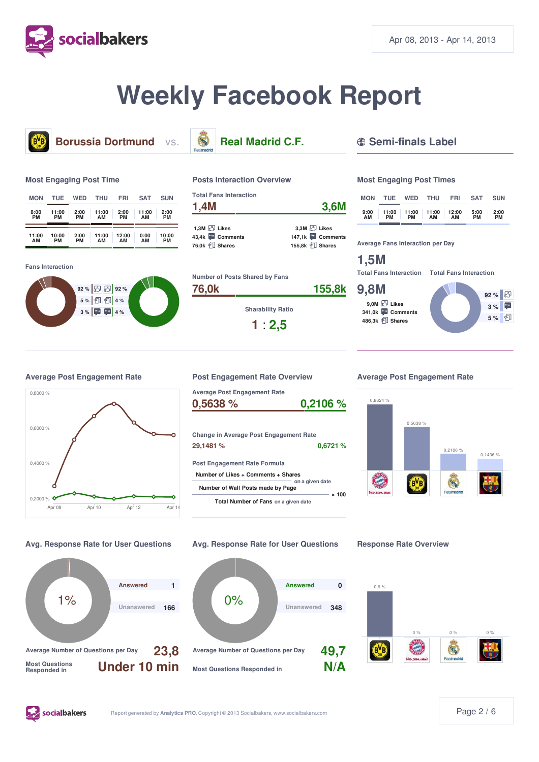# Weekly Facebook Report

Apr 08, 2013 - Apr 14, 2013

## Borussia Dortmund vs. Real Madrid C.F.

## Semi-finals Label

### Most Engaging Post Time

| MON | TUE | WED | THU | FRI | SAT | SUN |
|---|---|---|---|---|---|---|
| 8:00 PM | 11:00 PM | 2:00 PM | 11:00 AM | 2:00 PM | 11:00 AM | 2:00 PM |
| 11:00 AM | 10:00 PM | 2:00 PM | 11:00 AM | 12:00 AM | 0:00 AM | 10:00 PM |

### Fans Interaction

| Borussia Dortmund | | Real Madrid C.F. |
|---|---|---|
| 92 % | Likes | 92 % |
| 5 % | Shares | 4 % |
| 3 % | Comments | 4 % |

### Posts Interaction Overview

Total Fans Interaction

| Borussia Dortmund | Real Madrid C.F. |
|---|---|
| 1,4M | 3,6M |
| 1,3M Likes | 3,3M Likes |
| 43,4k Comments | 147,1k Comments |
| 76,0k Shares | 155,8k Shares |

Number of Posts Shared by Fans

| Borussia Dortmund | Real Madrid C.F. |
|---|---|
| 76,0k | 155,8k |

Sharability Ratio

**1 : 2,5**

### Most Engaging Post Times

| MON | TUE | WED | THU | FRI | SAT | SUN |
|---|---|---|---|---|---|---|
| 9:00 AM | 11:00 PM | 11:00 PM | 11:00 AM | 12:00 AM | 5:00 PM | 2:00 PM |

Average Fans Interaction per Day

**1,5M**

Total Fans Interaction

**9,8M**

- 9,0M Likes
- 341,0k Comments
- 486,3k Shares

Total Fans Interaction

- 92 % Likes
- 3 % Comments
- 5 % Shares

### Average Post Engagement Rate

Line chart (Apr 08 – Apr 14), y-axis 0,2000 % – 0,8000 %.

### Post Engagement Rate Overview

Average Post Engagement Rate

| Borussia Dortmund | Real Madrid C.F. |
|---|---|
| 0,5638 % | 0,2106 % |

Change in Average Post Engagement Rate

| Borussia Dortmund | Real Madrid C.F. |
|---|---|
| 29,1481 % | 0,6721 % |

Post Engagement Rate Formula

$$\frac{\dfrac{\text{Number of Likes + Comments + Shares on a given date}}{\text{Number of Wall Posts made by Page}}}{\text{Total Number of Fans on a given date}} \times 100$$

### Average Post Engagement Rate

| FC Bayern München | Borussia Dortmund | Real Madrid | FC Barcelona |
|---|---|---|---|
| 0,8624 % | 0,5638 % | 0,2106 % | 0,1436 % |

### Avg. Response Rate for User Questions (Borussia Dortmund)

**1%**

- Answered: 1
- Unanswered: 166

Average Number of Questions per Day: **23,8**

Most Questions Responded in: **Under 10 min**

### Avg. Response Rate for User Questions (Real Madrid C.F.)

**0%**

- Answered: 0
- Unanswered: 348

Average Number of Questions per Day: **49,7**

Most Questions Responded in: **N/A**

### Response Rate Overview

| Borussia Dortmund | FC Bayern München | Real Madrid | FC Barcelona |
|---|---|---|---|
| 0,6 % | 0 % | 0 % | 0 % |

Report generated by Analytics PRO, Copyright © 2013 Socialbakers, www.socialbakers.com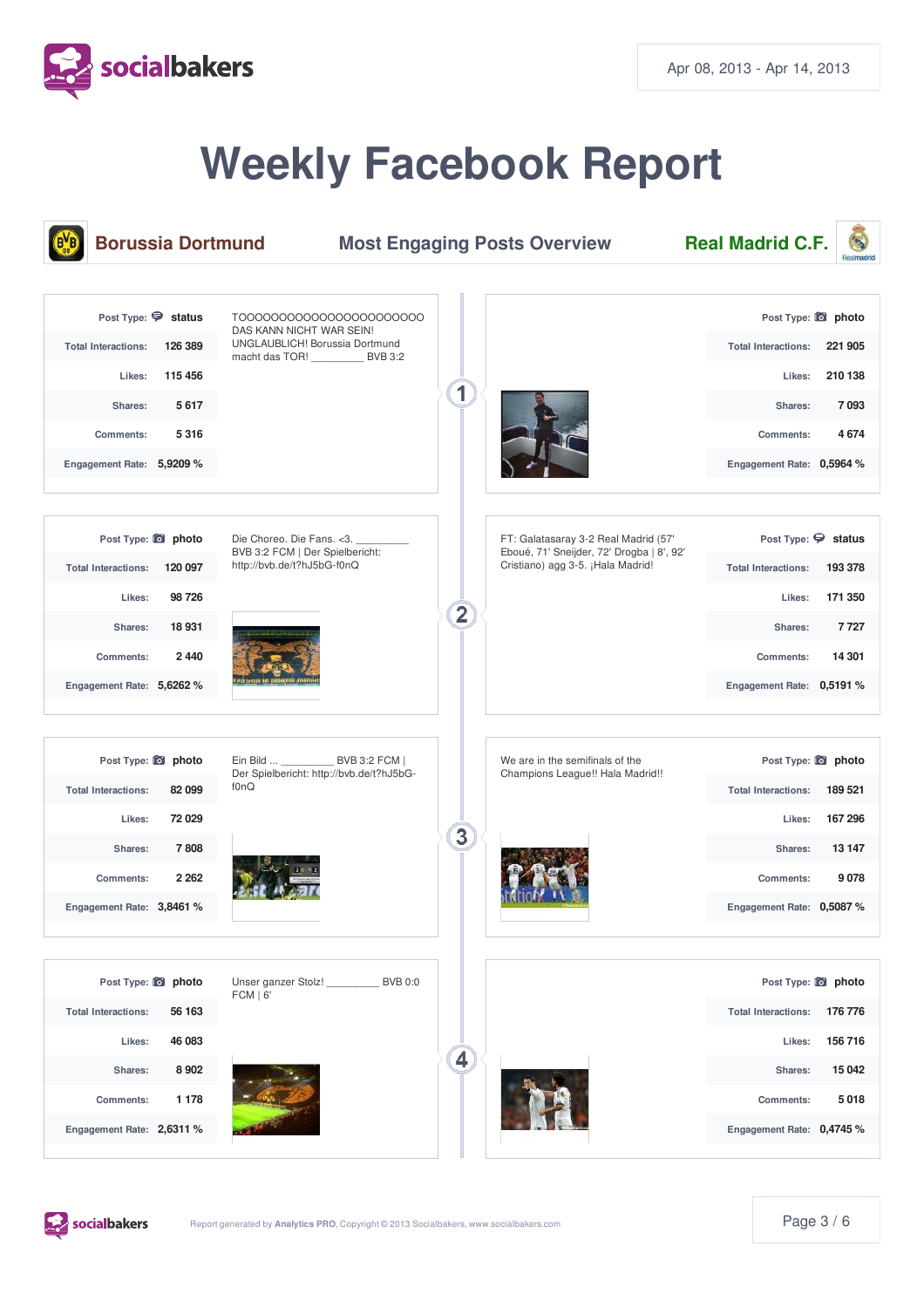# Weekly Facebook Report

Apr 08, 2013 - Apr 14, 2013

## Borussia Dortmund — Most Engaging Posts Overview — Real Madrid C.F.

### 1

**Borussia Dortmund**

| | |
|---|---|
| Post Type: | status |
| Total Interactions: | 126 389 |
| Likes: | 115 456 |
| Shares: | 5 617 |
| Comments: | 5 316 |
| Engagement Rate: | 5,9209 % |

TOOOOOOOOOOOOOOOOOOOOOOO DAS KANN NICHT WAR SEIN! UNGLAUBLICH! Borussia Dortmund macht das TOR! _________ BVB 3:2

**Real Madrid C.F.**

| | |
|---|---|
| Post Type: | photo |
| Total Interactions: | 221 905 |
| Likes: | 210 138 |
| Shares: | 7 093 |
| Comments: | 4 674 |
| Engagement Rate: | 0,5964 % |

### 2

**Borussia Dortmund**

| | |
|---|---|
| Post Type: | photo |
| Total Interactions: | 120 097 |
| Likes: | 98 726 |
| Shares: | 18 931 |
| Comments: | 2 440 |
| Engagement Rate: | 5,6262 % |

Die Choreo. Die Fans. <3. _________ BVB 3:2 FCM | Der Spielbericht: http://bvb.de/t?hJ5bG-f0nQ

**Real Madrid C.F.**

FT: Galatasaray 3-2 Real Madrid (57' Eboué, 71' Sneijder, 72' Drogba | 8', 92' Cristiano) agg 3-5. ¡Hala Madrid!

| | |
|---|---|
| Post Type: | status |
| Total Interactions: | 193 378 |
| Likes: | 171 350 |
| Shares: | 7 727 |
| Comments: | 14 301 |
| Engagement Rate: | 0,5191 % |

### 3

**Borussia Dortmund**

| | |
|---|---|
| Post Type: | photo |
| Total Interactions: | 82 099 |
| Likes: | 72 029 |
| Shares: | 7 808 |
| Comments: | 2 262 |
| Engagement Rate: | 3,8461 % |

Ein Bild ... _________ BVB 3:2 FCM | Der Spielbericht: http://bvb.de/t?hJ5bG-f0nQ

**Real Madrid C.F.**

We are in the semifinals of the Champions League!! Hala Madrid!!

| | |
|---|---|
| Post Type: | photo |
| Total Interactions: | 189 521 |
| Likes: | 167 296 |
| Shares: | 13 147 |
| Comments: | 9 078 |
| Engagement Rate: | 0,5087 % |

### 4

**Borussia Dortmund**

| | |
|---|---|
| Post Type: | photo |
| Total Interactions: | 56 163 |
| Likes: | 46 083 |
| Shares: | 8 902 |
| Comments: | 1 178 |
| Engagement Rate: | 2,6311 % |

Unser ganzer Stolz! _________ BVB 0:0 FCM | 6'

**Real Madrid C.F.**

| | |
|---|---|
| Post Type: | photo |
| Total Interactions: | 176 776 |
| Likes: | 156 716 |
| Shares: | 15 042 |
| Comments: | 5 018 |
| Engagement Rate: | 0,4745 % |

Report generated by **Analytics PRO**, Copyright © 2013 Socialbakers, www.socialbakers.com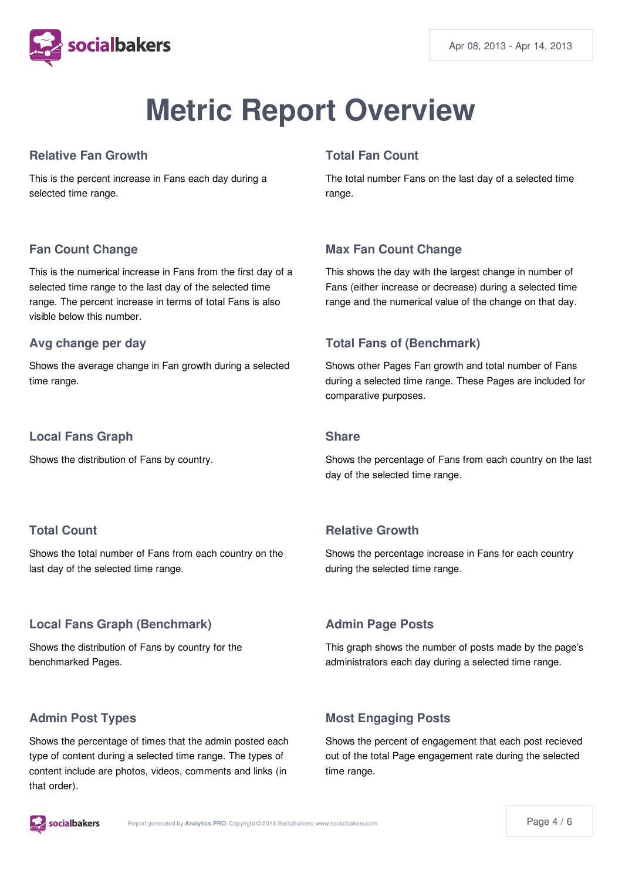# Metric Report Overview

## Relative Fan Growth

This is the percent increase in Fans each day during a selected time range.

## Total Fan Count

The total number Fans on the last day of a selected time range.

## Fan Count Change

This is the numerical increase in Fans from the first day of a selected time range to the last day of the selected time range. The percent increase in terms of total Fans is also visible below this number.

## Max Fan Count Change

This shows the day with the largest change in number of Fans (either increase or decrease) during a selected time range and the numerical value of the change on that day.

## Avg change per day

Shows the average change in Fan growth during a selected time range.

## Total Fans of (Benchmark)

Shows other Pages Fan growth and total number of Fans during a selected time range. These Pages are included for comparative purposes.

## Local Fans Graph

Shows the distribution of Fans by country.

## Share

Shows the percentage of Fans from each country on the last day of the selected time range.

## Total Count

Shows the total number of Fans from each country on the last day of the selected time range.

## Relative Growth

Shows the percentage increase in Fans for each country during the selected time range.

## Local Fans Graph (Benchmark)

Shows the distribution of Fans by country for the benchmarked Pages.

## Admin Page Posts

This graph shows the number of posts made by the page's administrators each day during a selected time range.

## Admin Post Types

Shows the percentage of times that the admin posted each type of content during a selected time range. The types of content include are photos, videos, comments and links (in that order).

## Most Engaging Posts

Shows the percent of engagement that each post recieved out of the total Page engagement rate during the selected time range.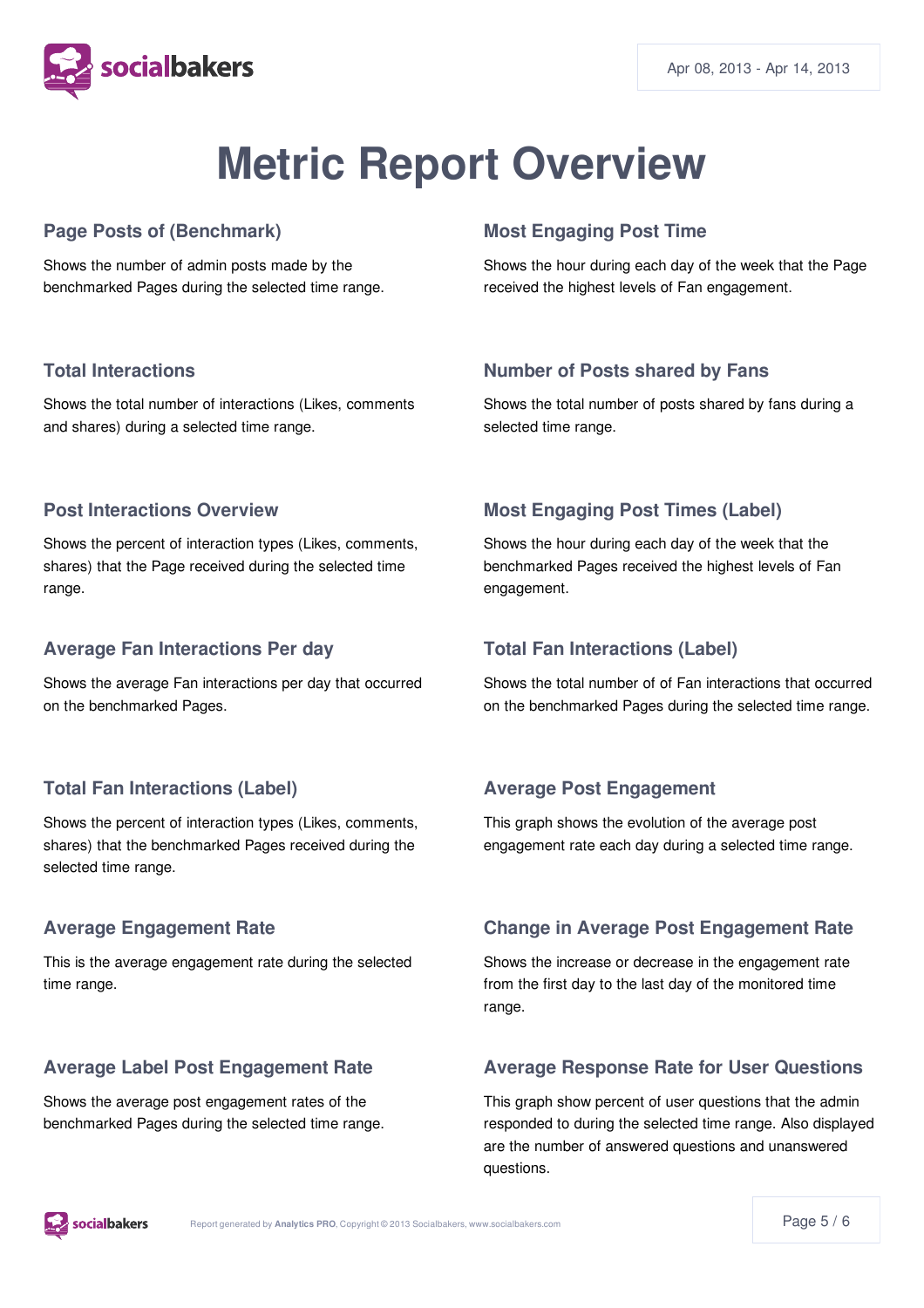Apr 08, 2013 - Apr 14, 2013

# Metric Report Overview

### Page Posts of (Benchmark)

Shows the number of admin posts made by the benchmarked Pages during the selected time range.

### Total Interactions

Shows the total number of interactions (Likes, comments and shares) during a selected time range.

### Post Interactions Overview

Shows the percent of interaction types (Likes, comments, shares) that the Page received during the selected time range.

### Average Fan Interactions Per day

Shows the average Fan interactions per day that occurred on the benchmarked Pages.

### Total Fan Interactions (Label)

Shows the percent of interaction types (Likes, comments, shares) that the benchmarked Pages received during the selected time range.

### Average Engagement Rate

This is the average engagement rate during the selected time range.

### Average Label Post Engagement Rate

Shows the average post engagement rates of the benchmarked Pages during the selected time range.

### Most Engaging Post Time

Shows the hour during each day of the week that the Page received the highest levels of Fan engagement.

### Number of Posts shared by Fans

Shows the total number of posts shared by fans during a selected time range.

### Most Engaging Post Times (Label)

Shows the hour during each day of the week that the benchmarked Pages received the highest levels of Fan engagement.

### Total Fan Interactions (Label)

Shows the total number of of Fan interactions that occurred on the benchmarked Pages during the selected time range.

### Average Post Engagement

This graph shows the evolution of the average post engagement rate each day during a selected time range.

### Change in Average Post Engagement Rate

Shows the increase or decrease in the engagement rate from the first day to the last day of the monitored time range.

### Average Response Rate for User Questions

This graph show percent of user questions that the admin responded to during the selected time range. Also displayed are the number of answered questions and unanswered questions.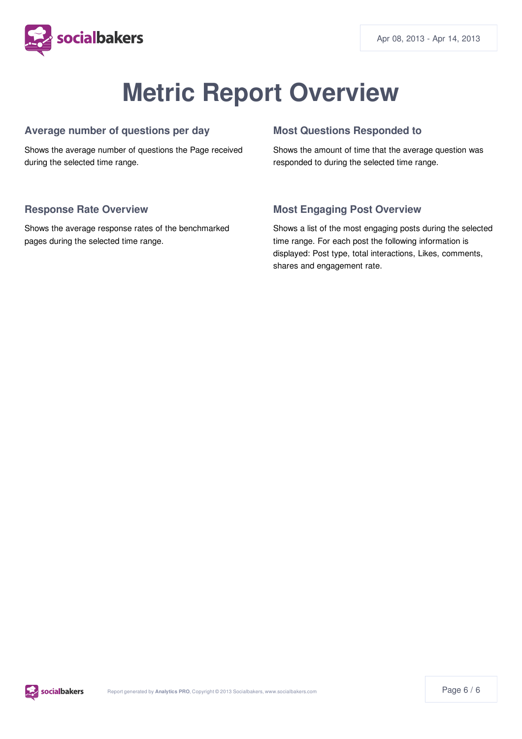# Metric Report Overview

## Average number of questions per day

Shows the average number of questions the Page received during the selected time range.

## Most Questions Responded to

Shows the amount of time that the average question was responded to during the selected time range.

## Response Rate Overview

Shows the average response rates of the benchmarked pages during the selected time range.

## Most Engaging Post Overview

Shows a list of the most engaging posts during the selected time range. For each post the following information is displayed: Post type, total interactions, Likes, comments, shares and engagement rate.